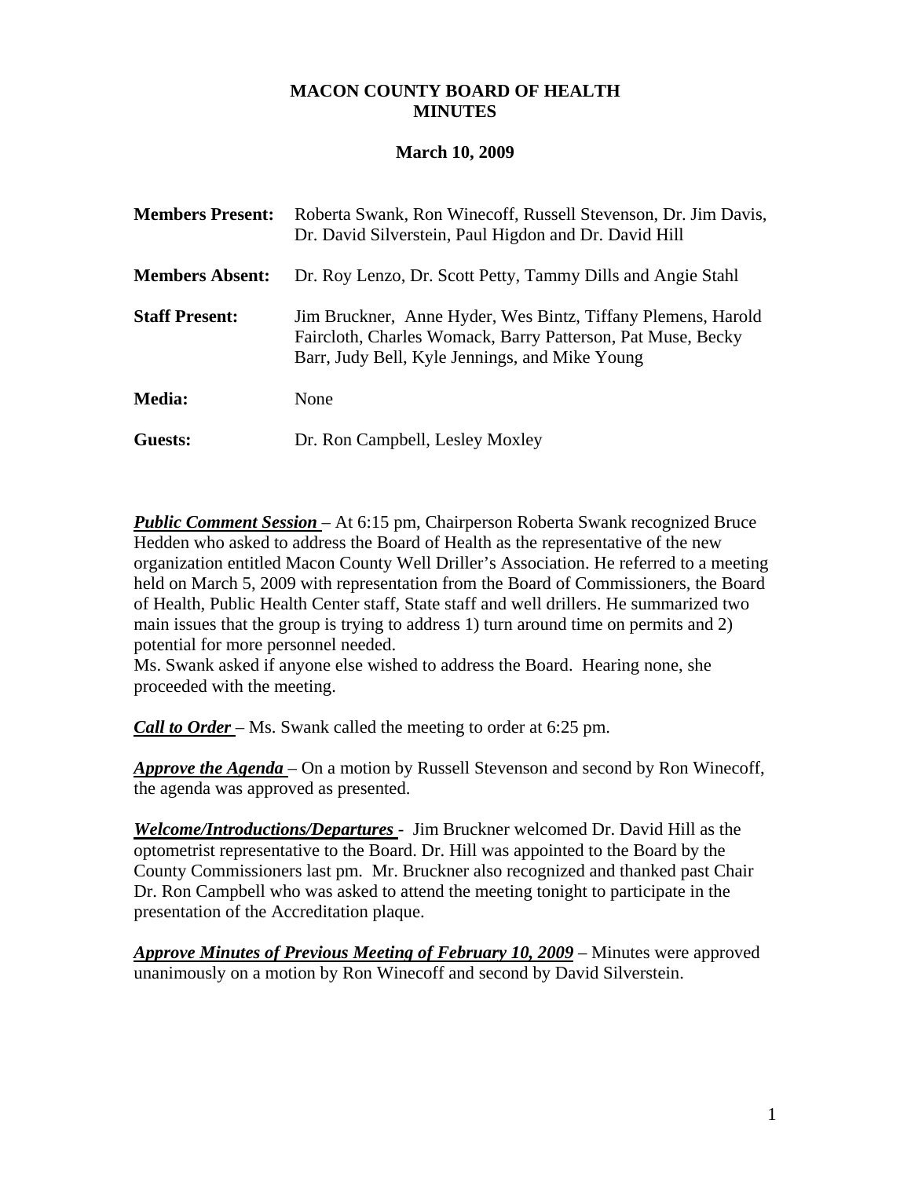# MACON COUNTY BOARD OF HEALTH
# MINUTES

**March 10, 2009**

| | |
|---|---|
| **Members Present:** | Roberta Swank, Ron Winecoff, Russell Stevenson, Dr. Jim Davis, Dr. David Silverstein, Paul Higdon and Dr. David Hill |
| **Members Absent:** | Dr. Roy Lenzo, Dr. Scott Petty, Tammy Dills and Angie Stahl |
| **Staff Present:** | Jim Bruckner, Anne Hyder, Wes Bintz, Tiffany Plemens, Harold Faircloth, Charles Womack, Barry Patterson, Pat Muse, Becky Barr, Judy Bell, Kyle Jennings, and Mike Young |
| **Media:** | None |
| **Guests:** | Dr. Ron Campbell, Lesley Moxley |

***Public Comment Session*** – At 6:15 pm, Chairperson Roberta Swank recognized Bruce Hedden who asked to address the Board of Health as the representative of the new organization entitled Macon County Well Driller's Association. He referred to a meeting held on March 5, 2009 with representation from the Board of Commissioners, the Board of Health, Public Health Center staff, State staff and well drillers. He summarized two main issues that the group is trying to address 1) turn around time on permits and 2) potential for more personnel needed.

Ms. Swank asked if anyone else wished to address the Board. Hearing none, she proceeded with the meeting.

***Call to Order*** – Ms. Swank called the meeting to order at 6:25 pm.

***Approve the Agenda*** – On a motion by Russell Stevenson and second by Ron Winecoff, the agenda was approved as presented.

***Welcome/Introductions/Departures*** - Jim Bruckner welcomed Dr. David Hill as the optometrist representative to the Board. Dr. Hill was appointed to the Board by the County Commissioners last pm. Mr. Bruckner also recognized and thanked past Chair Dr. Ron Campbell who was asked to attend the meeting tonight to participate in the presentation of the Accreditation plaque.

***Approve Minutes of Previous Meeting of February 10, 2009*** – Minutes were approved unanimously on a motion by Ron Winecoff and second by David Silverstein.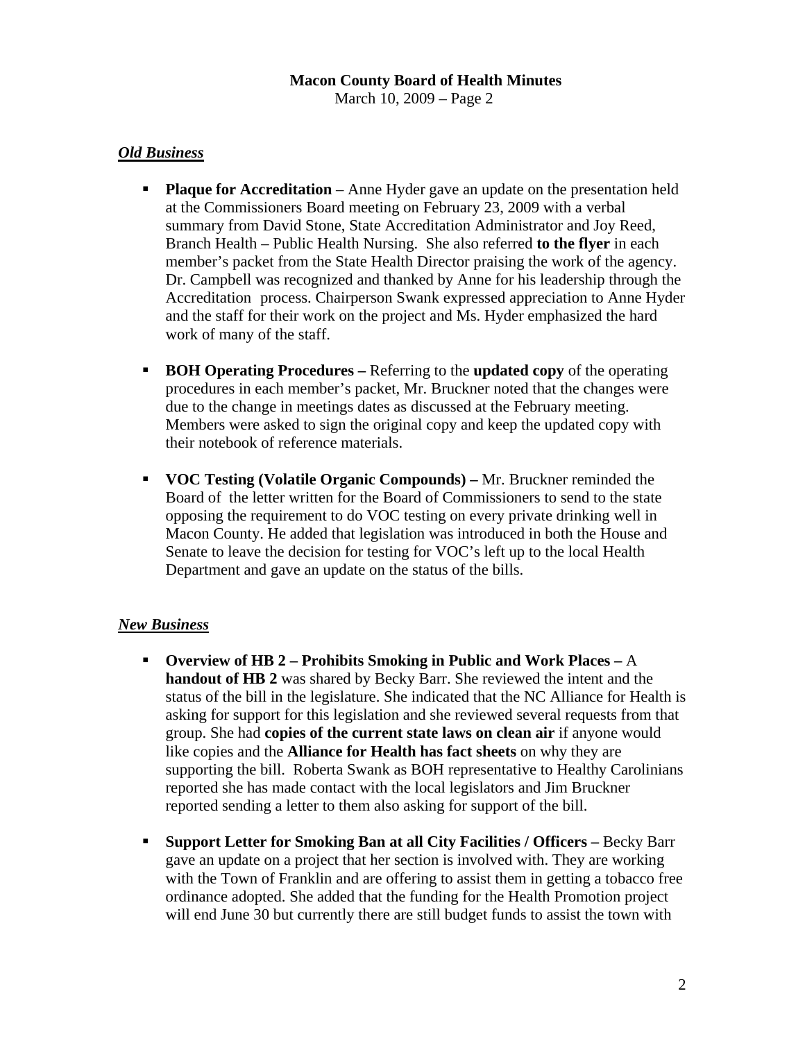## *Old Business*

- **Plaque for Accreditation** – Anne Hyder gave an update on the presentation held at the Commissioners Board meeting on February 23, 2009 with a verbal summary from David Stone, State Accreditation Administrator and Joy Reed, Branch Health – Public Health Nursing. She also referred **to the flyer** in each member's packet from the State Health Director praising the work of the agency. Dr. Campbell was recognized and thanked by Anne for his leadership through the Accreditation process. Chairperson Swank expressed appreciation to Anne Hyder and the staff for their work on the project and Ms. Hyder emphasized the hard work of many of the staff.

- **BOH Operating Procedures –** Referring to the **updated copy** of the operating procedures in each member's packet, Mr. Bruckner noted that the changes were due to the change in meetings dates as discussed at the February meeting. Members were asked to sign the original copy and keep the updated copy with their notebook of reference materials.

- **VOC Testing (Volatile Organic Compounds) –** Mr. Bruckner reminded the Board of the letter written for the Board of Commissioners to send to the state opposing the requirement to do VOC testing on every private drinking well in Macon County. He added that legislation was introduced in both the House and Senate to leave the decision for testing for VOC's left up to the local Health Department and gave an update on the status of the bills.

## *New Business*

- **Overview of HB 2 – Prohibits Smoking in Public and Work Places –** A **handout of HB 2** was shared by Becky Barr. She reviewed the intent and the status of the bill in the legislature. She indicated that the NC Alliance for Health is asking for support for this legislation and she reviewed several requests from that group. She had **copies of the current state laws on clean air** if anyone would like copies and the **Alliance for Health has fact sheets** on why they are supporting the bill. Roberta Swank as BOH representative to Healthy Carolinians reported she has made contact with the local legislators and Jim Bruckner reported sending a letter to them also asking for support of the bill.

- **Support Letter for Smoking Ban at all City Facilities / Officers –** Becky Barr gave an update on a project that her section is involved with. They are working with the Town of Franklin and are offering to assist them in getting a tobacco free ordinance adopted. She added that the funding for the Health Promotion project will end June 30 but currently there are still budget funds to assist the town with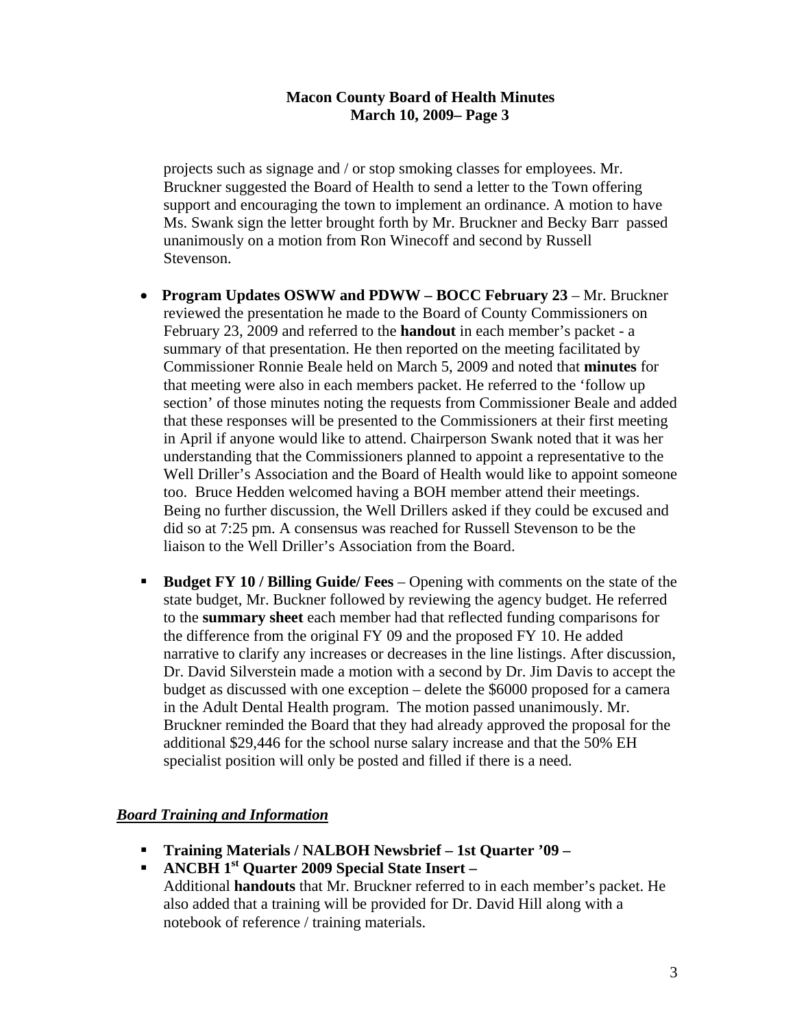projects such as signage and / or stop smoking classes for employees. Mr. Bruckner suggested the Board of Health to send a letter to the Town offering support and encouraging the town to implement an ordinance. A motion to have Ms. Swank sign the letter brought forth by Mr. Bruckner and Becky Barr passed unanimously on a motion from Ron Winecoff and second by Russell Stevenson.

- **Program Updates OSWW and PDWW – BOCC February 23** – Mr. Bruckner reviewed the presentation he made to the Board of County Commissioners on February 23, 2009 and referred to the **handout** in each member's packet - a summary of that presentation. He then reported on the meeting facilitated by Commissioner Ronnie Beale held on March 5, 2009 and noted that **minutes** for that meeting were also in each members packet. He referred to the 'follow up section' of those minutes noting the requests from Commissioner Beale and added that these responses will be presented to the Commissioners at their first meeting in April if anyone would like to attend. Chairperson Swank noted that it was her understanding that the Commissioners planned to appoint a representative to the Well Driller's Association and the Board of Health would like to appoint someone too. Bruce Hedden welcomed having a BOH member attend their meetings. Being no further discussion, the Well Drillers asked if they could be excused and did so at 7:25 pm. A consensus was reached for Russell Stevenson to be the liaison to the Well Driller's Association from the Board.

- **Budget FY 10 / Billing Guide/ Fees** – Opening with comments on the state of the state budget, Mr. Buckner followed by reviewing the agency budget. He referred to the **summary sheet** each member had that reflected funding comparisons for the difference from the original FY 09 and the proposed FY 10. He added narrative to clarify any increases or decreases in the line listings. After discussion, Dr. David Silverstein made a motion with a second by Dr. Jim Davis to accept the budget as discussed with one exception – delete the $6000 proposed for a camera in the Adult Dental Health program. The motion passed unanimously. Mr. Bruckner reminded the Board that they had already approved the proposal for the additional $29,446 for the school nurse salary increase and that the 50% EH specialist position will only be posted and filled if there is a need.

***Board Training and Information***

- **Training Materials / NALBOH Newsbrief – 1st Quarter '09 –**
- **ANCBH 1st Quarter 2009 Special State Insert –**
  Additional **handouts** that Mr. Bruckner referred to in each member's packet. He also added that a training will be provided for Dr. David Hill along with a notebook of reference / training materials.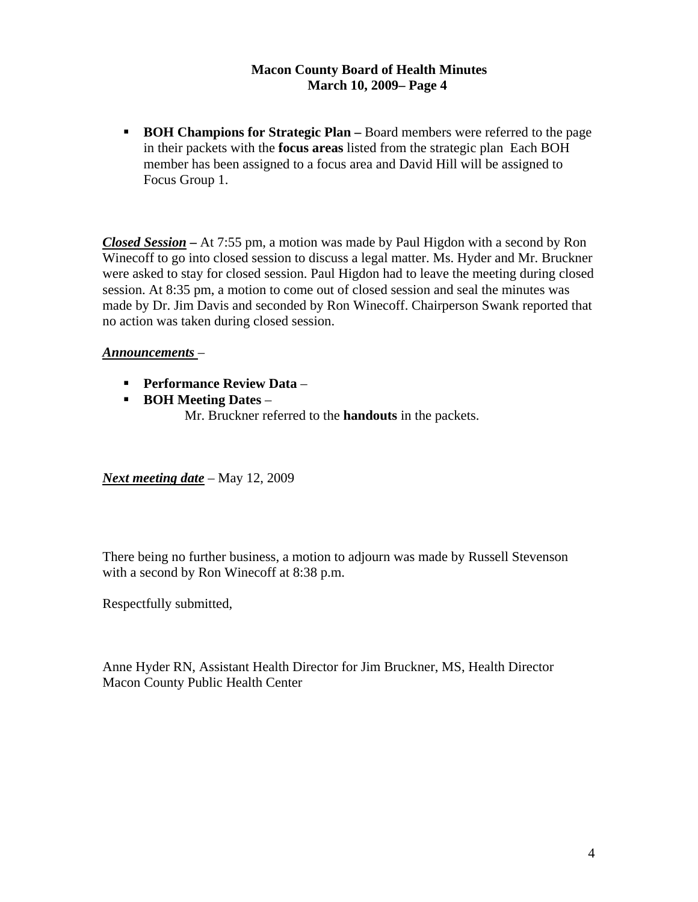- **BOH Champions for Strategic Plan –** Board members were referred to the page in their packets with the **focus areas** listed from the strategic plan Each BOH member has been assigned to a focus area and David Hill will be assigned to Focus Group 1.

***Closed Session*** **–** At 7:55 pm, a motion was made by Paul Higdon with a second by Ron Winecoff to go into closed session to discuss a legal matter. Ms. Hyder and Mr. Bruckner were asked to stay for closed session. Paul Higdon had to leave the meeting during closed session. At 8:35 pm, a motion to come out of closed session and seal the minutes was made by Dr. Jim Davis and seconded by Ron Winecoff. Chairperson Swank reported that no action was taken during closed session.

***Announcements*** –

- **Performance Review Data** –
- **BOH Meeting Dates** –

  Mr. Bruckner referred to the **handouts** in the packets.

***Next meeting date*** – May 12, 2009

There being no further business, a motion to adjourn was made by Russell Stevenson with a second by Ron Winecoff at 8:38 p.m.

Respectfully submitted,

Anne Hyder RN, Assistant Health Director for Jim Bruckner, MS, Health Director
Macon County Public Health Center